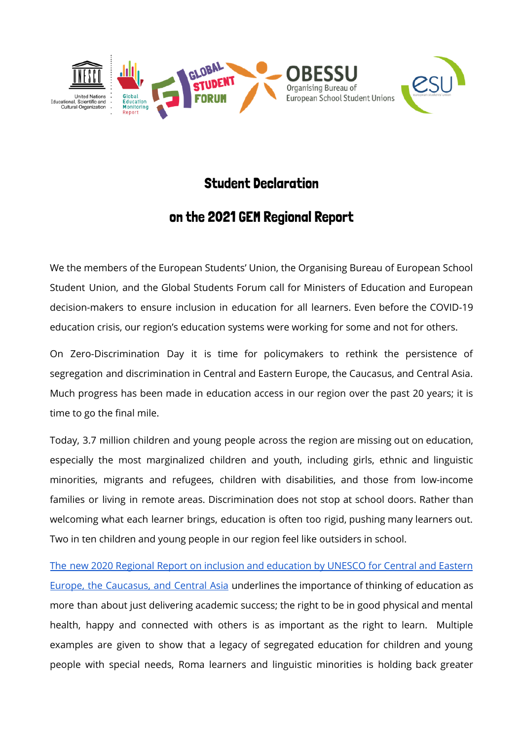# Student Declaration

# on the 2021 GEM Regional Report

We the members of the European Students' Union, the Organising Bureau of European School Student Union, and the Global Students Forum call for Ministers of Education and European decision-makers to ensure inclusion in education for all learners. Even before the COVID-19 education crisis, our region's education systems were working for some and not for others.

On Zero-Discrimination Day it is time for policymakers to rethink the persistence of segregation and discrimination in Central and Eastern Europe, the Caucasus, and Central Asia. Much progress has been made in education access in our region over the past 20 years; it is time to go the final mile.

Today, 3.7 million children and young people across the region are missing out on education, especially the most marginalized children and youth, including girls, ethnic and linguistic minorities, migrants and refugees, children with disabilities, and those from low-income families or living in remote areas. Discrimination does not stop at school doors. Rather than welcoming what each learner brings, education is often too rigid, pushing many learners out. Two in ten children and young people in our region feel like outsiders in school.

The new 2020 Regional Report on inclusion and education by UNESCO for Central and Eastern Europe, the Caucasus, and Central Asia underlines the importance of thinking of education as more than about just delivering academic success; the right to be in good physical and mental health, happy and connected with others is as important as the right to learn. Multiple examples are given to show that a legacy of segregated education for children and young people with special needs, Roma learners and linguistic minorities is holding back greater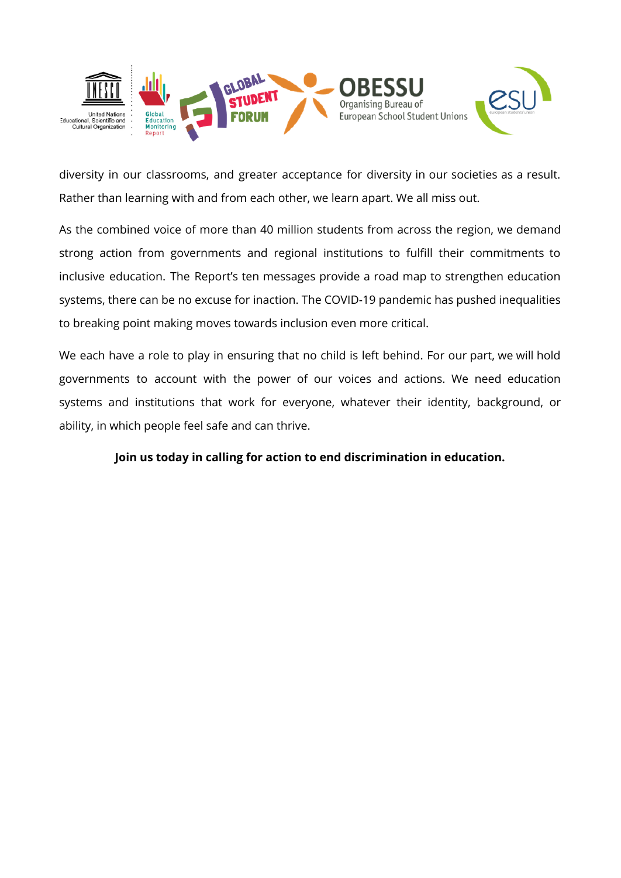diversity in our classrooms, and greater acceptance for diversity in our societies as a result. Rather than learning with and from each other, we learn apart. We all miss out.

As the combined voice of more than 40 million students from across the region, we demand strong action from governments and regional institutions to fulfill their commitments to inclusive education. The Report's ten messages provide a road map to strengthen education systems, there can be no excuse for inaction. The COVID-19 pandemic has pushed inequalities to breaking point making moves towards inclusion even more critical.

We each have a role to play in ensuring that no child is left behind. For our part, we will hold governments to account with the power of our voices and actions. We need education systems and institutions that work for everyone, whatever their identity, background, or ability, in which people feel safe and can thrive.

**Join us today in calling for action to end discrimination in education.**